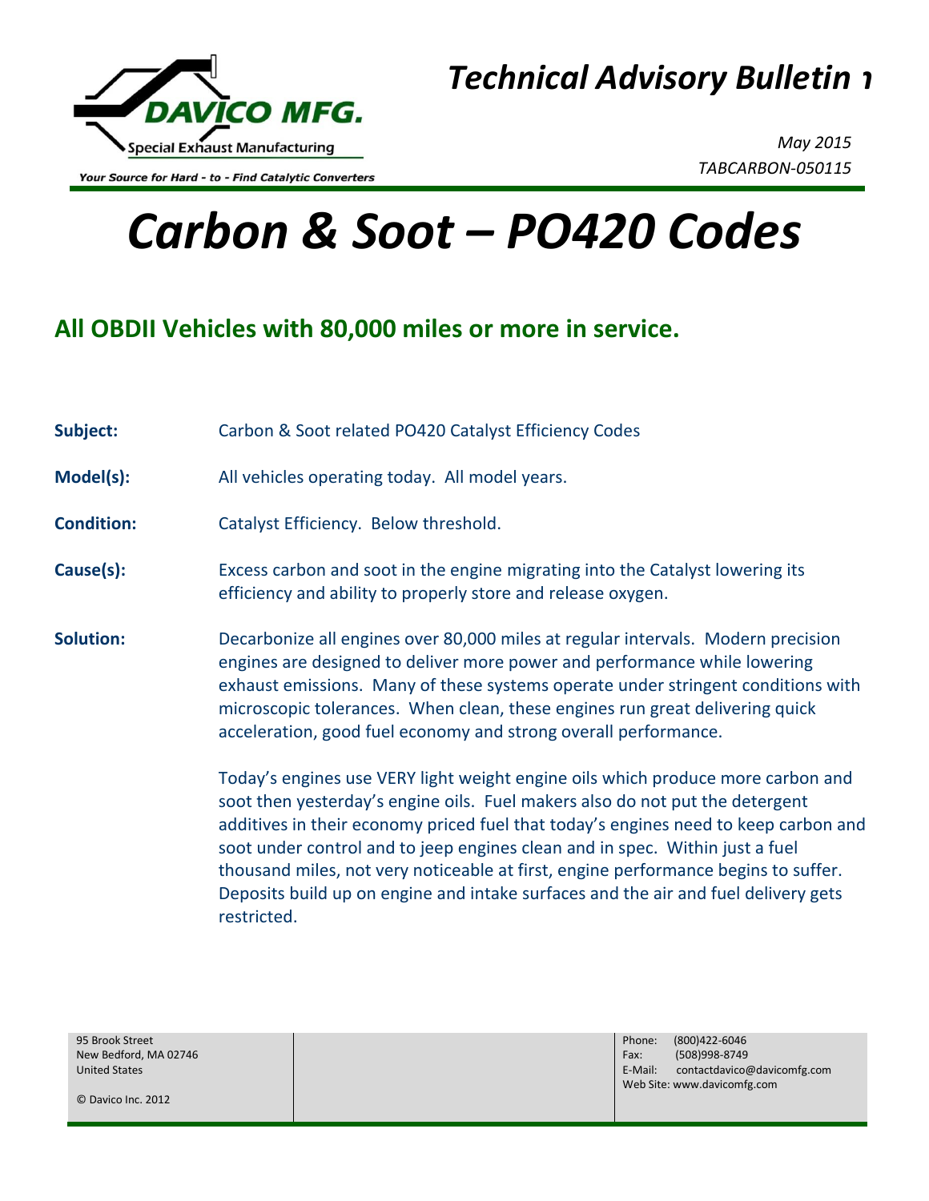DAVICO MFG.

Special Exhaust Manufacturing

*Your Source for Hard - to - Find Catalytic Converters*

## *Technical Advisory Bulletin*

*May 2015*

*TABCARBON-050115*

# *Carbon & Soot – PO420 Codes*

## All OBDII Vehicles with 80,000 miles or more in service.

**Subject:** Carbon & Soot related PO420 Catalyst Efficiency Codes

**Model(s):** All vehicles operating today. All model years.

**Condition:** Catalyst Efficiency. Below threshold.

**Cause(s):** Excess carbon and soot in the engine migrating into the Catalyst lowering its efficiency and ability to properly store and release oxygen.

**Solution:** Decarbonize all engines over 80,000 miles at regular intervals. Modern precision engines are designed to deliver more power and performance while lowering exhaust emissions. Many of these systems operate under stringent conditions with microscopic tolerances. When clean, these engines run great delivering quick acceleration, good fuel economy and strong overall performance.

Today's engines use VERY light weight engine oils which produce more carbon and soot then yesterday's engine oils. Fuel makers also do not put the detergent additives in their economy priced fuel that today's engines need to keep carbon and soot under control and to jeep engines clean and in spec. Within just a fuel thousand miles, not very noticeable at first, engine performance begins to suffer. Deposits build up on engine and intake surfaces and the air and fuel delivery gets restricted.

95 Brook Street
New Bedford, MA 02746
United States

© Davico Inc. 2012

Phone: (800)422-6046
Fax: (508)998-8749
E-Mail: contactdavico@davicomfg.com
Web Site: www.davicomfg.com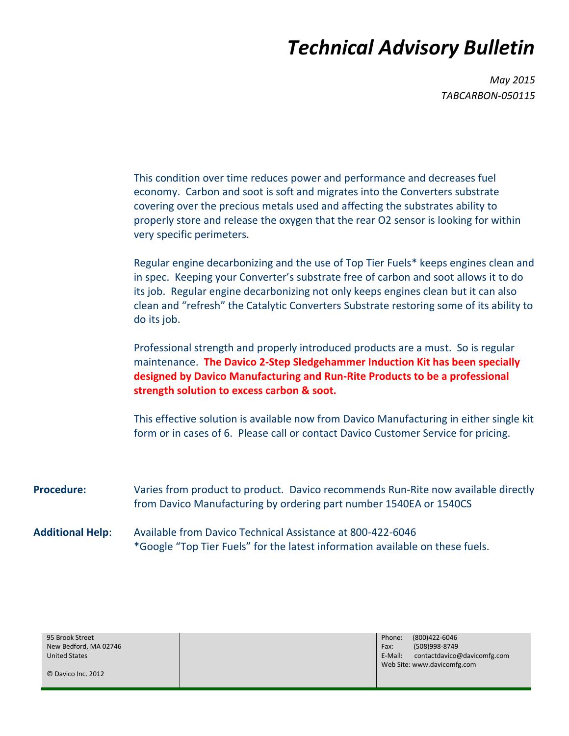# *Technical Advisory Bulletin*

*May 2015*
*TABCARBON-050115*

This condition over time reduces power and performance and decreases fuel economy. Carbon and soot is soft and migrates into the Converters substrate covering over the precious metals used and affecting the substrates ability to properly store and release the oxygen that the rear O2 sensor is looking for within very specific perimeters.

Regular engine decarbonizing and the use of Top Tier Fuels* keeps engines clean and in spec. Keeping your Converter's substrate free of carbon and soot allows it to do its job. Regular engine decarbonizing not only keeps engines clean but it can also clean and "refresh" the Catalytic Converters Substrate restoring some of its ability to do its job.

Professional strength and properly introduced products are a must. So is regular maintenance. **The Davico 2-Step Sledgehammer Induction Kit has been specially designed by Davico Manufacturing and Run-Rite Products to be a professional strength solution to excess carbon & soot.**

This effective solution is available now from Davico Manufacturing in either single kit form or in cases of 6. Please call or contact Davico Customer Service for pricing.

**Procedure:** Varies from product to product. Davico recommends Run-Rite now available directly from Davico Manufacturing by ordering part number 1540EA or 1540CS

**Additional Help**: Available from Davico Technical Assistance at 800-422-6046
*Google "Top Tier Fuels" for the latest information available on these fuels.

95 Brook Street
New Bedford, MA 02746
United States

© Davico Inc. 2012

Phone: (800)422-6046
Fax: (508)998-8749
E-Mail: contactdavico@davicomfg.com
Web Site: www.davicomfg.com